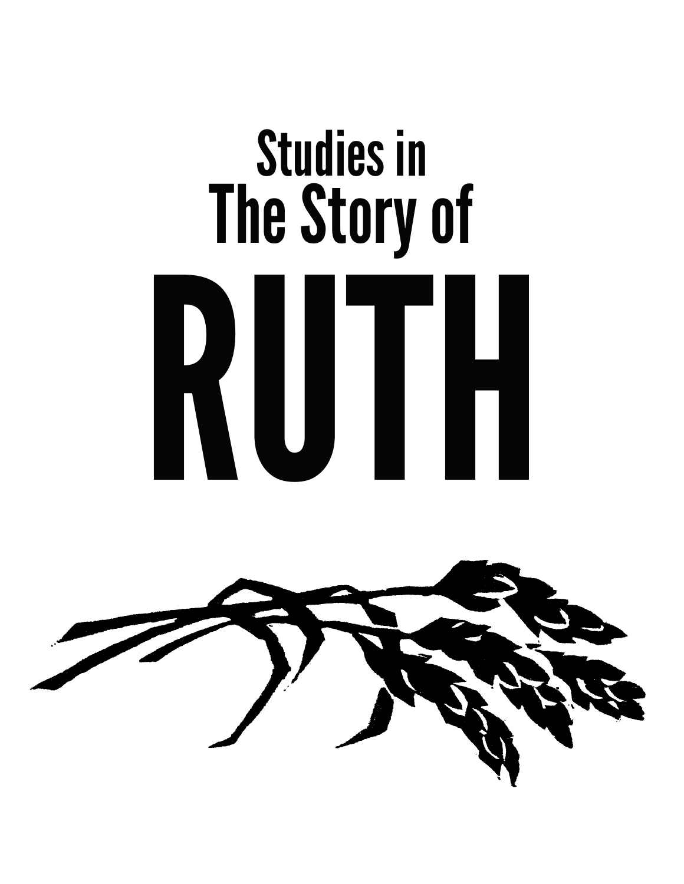# Studies in The Story of RUTH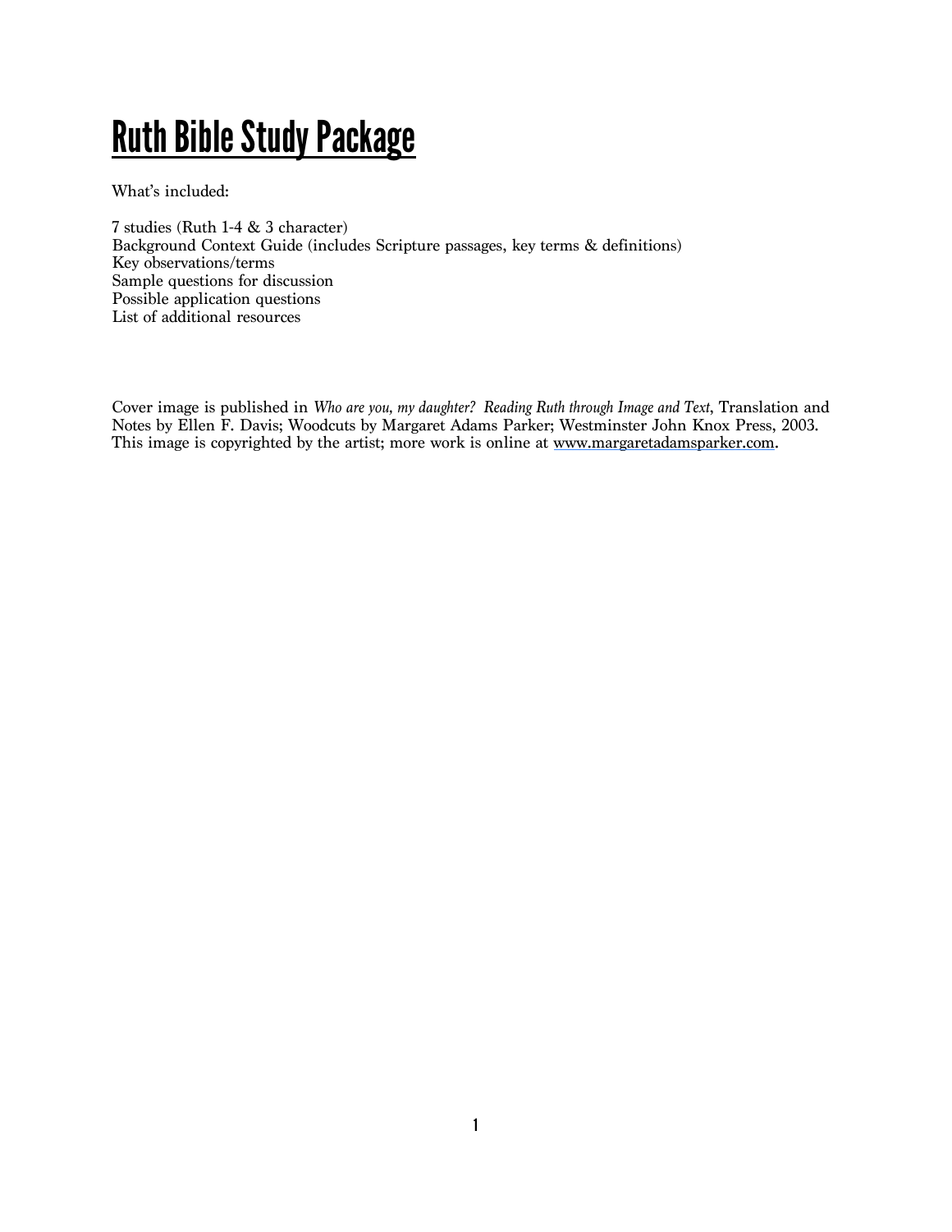# Ruth Bible Study Package

What's included:

7 studies (Ruth 1-4 & 3 character)
Background Context Guide (includes Scripture passages, key terms & definitions)
Key observations/terms
Sample questions for discussion
Possible application questions
List of additional resources

Cover image is published in *Who are you, my daughter? Reading Ruth through Image and Text*, Translation and Notes by Ellen F. Davis; Woodcuts by Margaret Adams Parker; Westminster John Knox Press, 2003. This image is copyrighted by the artist; more work is online at www.margaretadamsparker.com.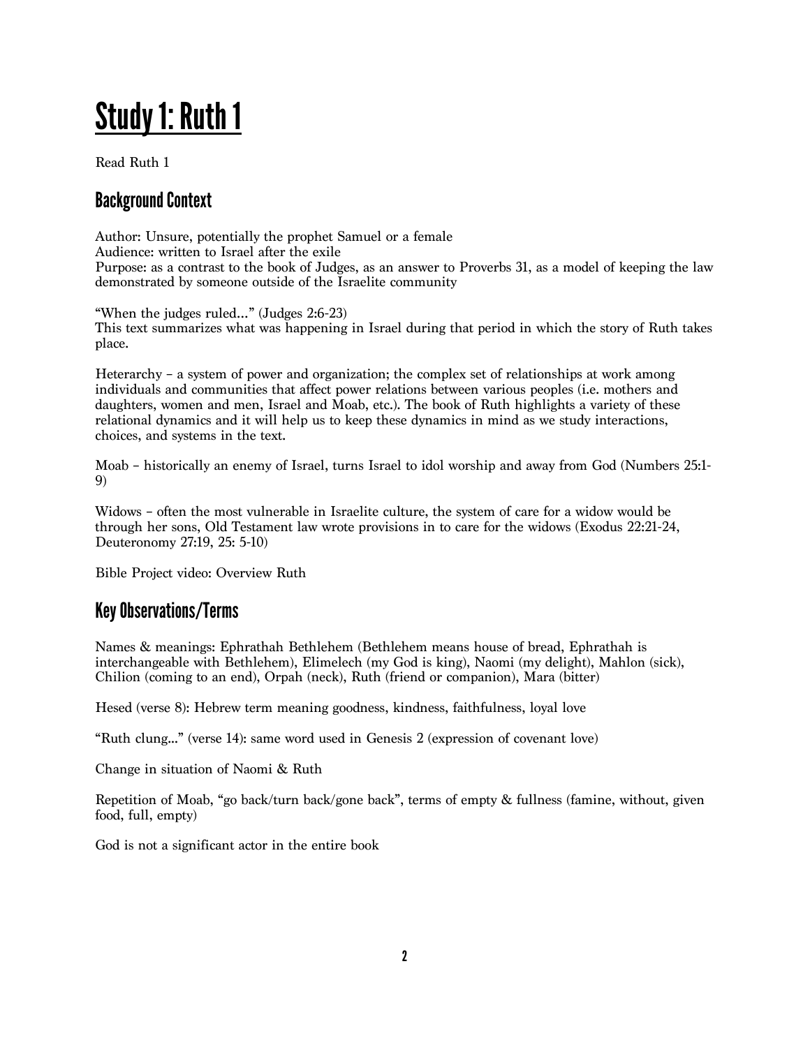# Study 1: Ruth 1

Read Ruth 1

## Background Context

Author: Unsure, potentially the prophet Samuel or a female
Audience: written to Israel after the exile
Purpose: as a contrast to the book of Judges, as an answer to Proverbs 31, as a model of keeping the law demonstrated by someone outside of the Israelite community

"When the judges ruled…" (Judges 2:6-23)
This text summarizes what was happening in Israel during that period in which the story of Ruth takes place.

Heterarchy – a system of power and organization; the complex set of relationships at work among individuals and communities that affect power relations between various peoples (i.e. mothers and daughters, women and men, Israel and Moab, etc.). The book of Ruth highlights a variety of these relational dynamics and it will help us to keep these dynamics in mind as we study interactions, choices, and systems in the text.

Moab – historically an enemy of Israel, turns Israel to idol worship and away from God (Numbers 25:1-9)

Widows – often the most vulnerable in Israelite culture, the system of care for a widow would be through her sons, Old Testament law wrote provisions in to care for the widows (Exodus 22:21-24, Deuteronomy 27:19, 25: 5-10)

Bible Project video: Overview Ruth

## Key Observations/Terms

Names & meanings: Ephrathah Bethlehem (Bethlehem means house of bread, Ephrathah is interchangeable with Bethlehem), Elimelech (my God is king), Naomi (my delight), Mahlon (sick), Chilion (coming to an end), Orpah (neck), Ruth (friend or companion), Mara (bitter)

Hesed (verse 8): Hebrew term meaning goodness, kindness, faithfulness, loyal love

"Ruth clung…" (verse 14): same word used in Genesis 2 (expression of covenant love)

Change in situation of Naomi & Ruth

Repetition of Moab, "go back/turn back/gone back", terms of empty & fullness (famine, without, given food, full, empty)

God is not a significant actor in the entire book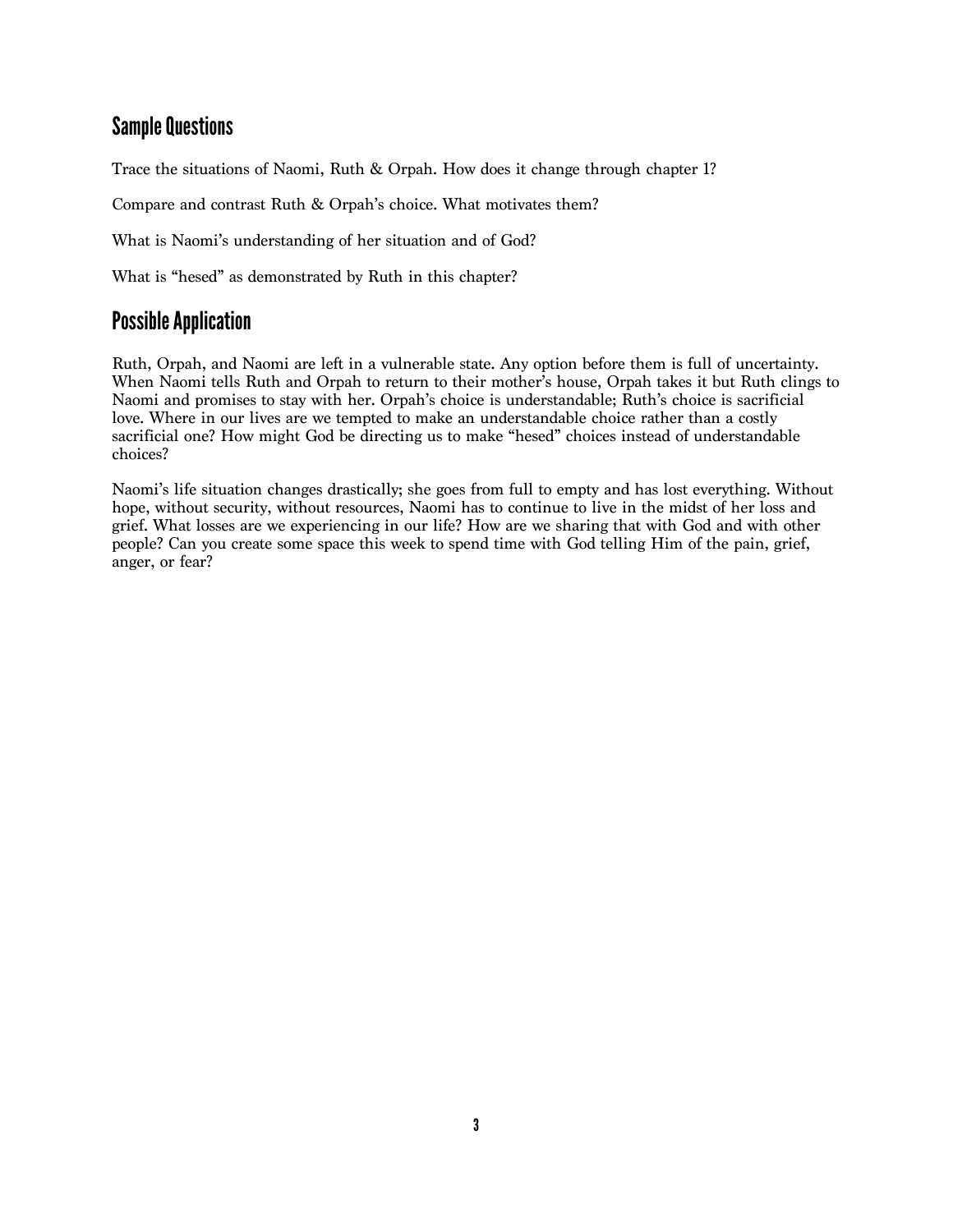## Sample Questions

Trace the situations of Naomi, Ruth & Orpah. How does it change through chapter 1?

Compare and contrast Ruth & Orpah's choice. What motivates them?

What is Naomi's understanding of her situation and of God?

What is "hesed" as demonstrated by Ruth in this chapter?

## Possible Application

Ruth, Orpah, and Naomi are left in a vulnerable state. Any option before them is full of uncertainty. When Naomi tells Ruth and Orpah to return to their mother's house, Orpah takes it but Ruth clings to Naomi and promises to stay with her. Orpah's choice is understandable; Ruth's choice is sacrificial love. Where in our lives are we tempted to make an understandable choice rather than a costly sacrificial one? How might God be directing us to make "hesed" choices instead of understandable choices?

Naomi's life situation changes drastically; she goes from full to empty and has lost everything. Without hope, without security, without resources, Naomi has to continue to live in the midst of her loss and grief. What losses are we experiencing in our life? How are we sharing that with God and with other people? Can you create some space this week to spend time with God telling Him of the pain, grief, anger, or fear?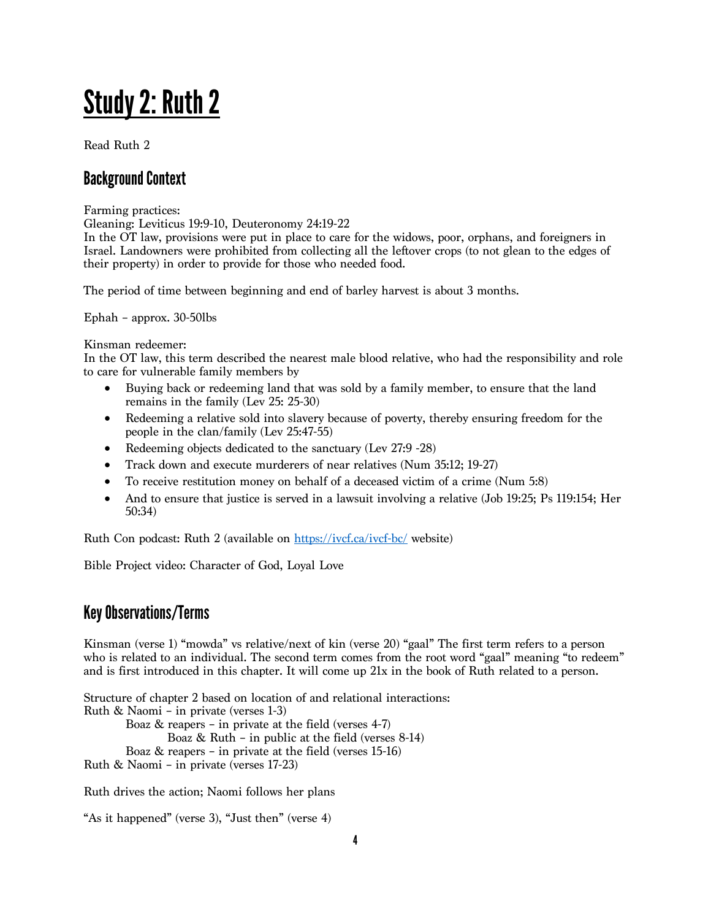# Study 2: Ruth 2

Read Ruth 2

## Background Context

Farming practices:
Gleaning: Leviticus 19:9-10, Deuteronomy 24:19-22
In the OT law, provisions were put in place to care for the widows, poor, orphans, and foreigners in Israel. Landowners were prohibited from collecting all the leftover crops (to not glean to the edges of their property) in order to provide for those who needed food.

The period of time between beginning and end of barley harvest is about 3 months.

Ephah – approx. 30-50lbs

Kinsman redeemer:
In the OT law, this term described the nearest male blood relative, who had the responsibility and role to care for vulnerable family members by

- Buying back or redeeming land that was sold by a family member, to ensure that the land remains in the family (Lev 25: 25-30)
- Redeeming a relative sold into slavery because of poverty, thereby ensuring freedom for the people in the clan/family (Lev 25:47-55)
- Redeeming objects dedicated to the sanctuary (Lev 27:9 -28)
- Track down and execute murderers of near relatives (Num 35:12; 19-27)
- To receive restitution money on behalf of a deceased victim of a crime (Num 5:8)
- And to ensure that justice is served in a lawsuit involving a relative (Job 19:25; Ps 119:154; Her 50:34)

Ruth Con podcast: Ruth 2 (available on https://ivcf.ca/ivcf-bc/ website)

Bible Project video: Character of God, Loyal Love

## Key Observations/Terms

Kinsman (verse 1) "mowda" vs relative/next of kin (verse 20) "gaal" The first term refers to a person who is related to an individual. The second term comes from the root word "gaal" meaning "to redeem" and is first introduced in this chapter. It will come up 21x in the book of Ruth related to a person.

Structure of chapter 2 based on location of and relational interactions:
Ruth & Naomi – in private (verses 1-3)
    Boaz & reapers – in private at the field (verses 4-7)
        Boaz & Ruth – in public at the field (verses 8-14)
    Boaz & reapers – in private at the field (verses 15-16)
Ruth & Naomi – in private (verses 17-23)

Ruth drives the action; Naomi follows her plans

"As it happened" (verse 3), "Just then" (verse 4)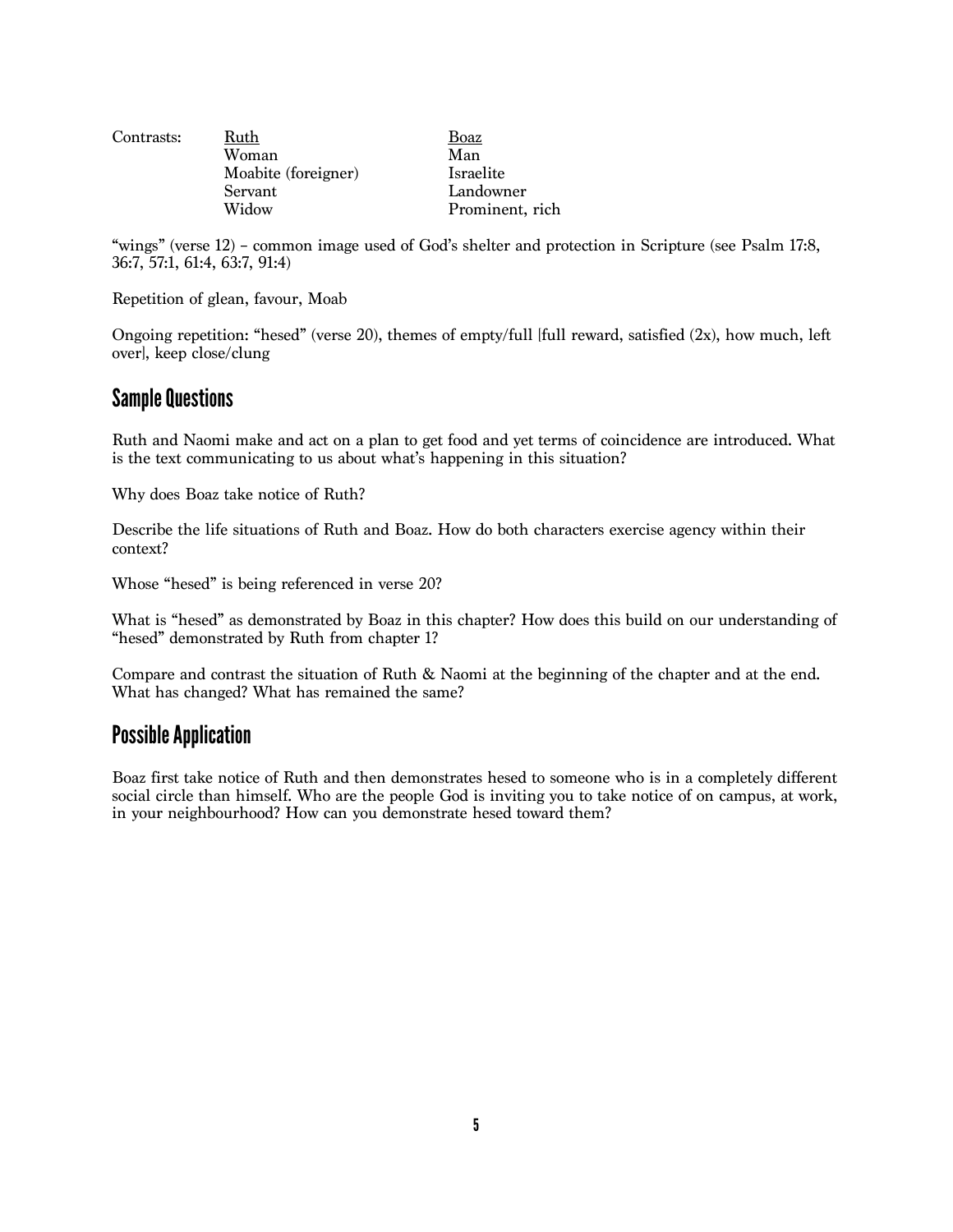Contrasts:

| Ruth | Boaz |
|---|---|
| Woman | Man |
| Moabite (foreigner) | Israelite |
| Servant | Landowner |
| Widow | Prominent, rich |

"wings" (verse 12) – common image used of God's shelter and protection in Scripture (see Psalm 17:8, 36:7, 57:1, 61:4, 63:7, 91:4)

Repetition of glean, favour, Moab

Ongoing repetition: "hesed" (verse 20), themes of empty/full [full reward, satisfied (2x), how much, left over], keep close/clung

## Sample Questions

Ruth and Naomi make and act on a plan to get food and yet terms of coincidence are introduced. What is the text communicating to us about what's happening in this situation?

Why does Boaz take notice of Ruth?

Describe the life situations of Ruth and Boaz. How do both characters exercise agency within their context?

Whose "hesed" is being referenced in verse 20?

What is "hesed" as demonstrated by Boaz in this chapter? How does this build on our understanding of "hesed" demonstrated by Ruth from chapter 1?

Compare and contrast the situation of Ruth & Naomi at the beginning of the chapter and at the end. What has changed? What has remained the same?

## Possible Application

Boaz first take notice of Ruth and then demonstrates hesed to someone who is in a completely different social circle than himself. Who are the people God is inviting you to take notice of on campus, at work, in your neighbourhood? How can you demonstrate hesed toward them?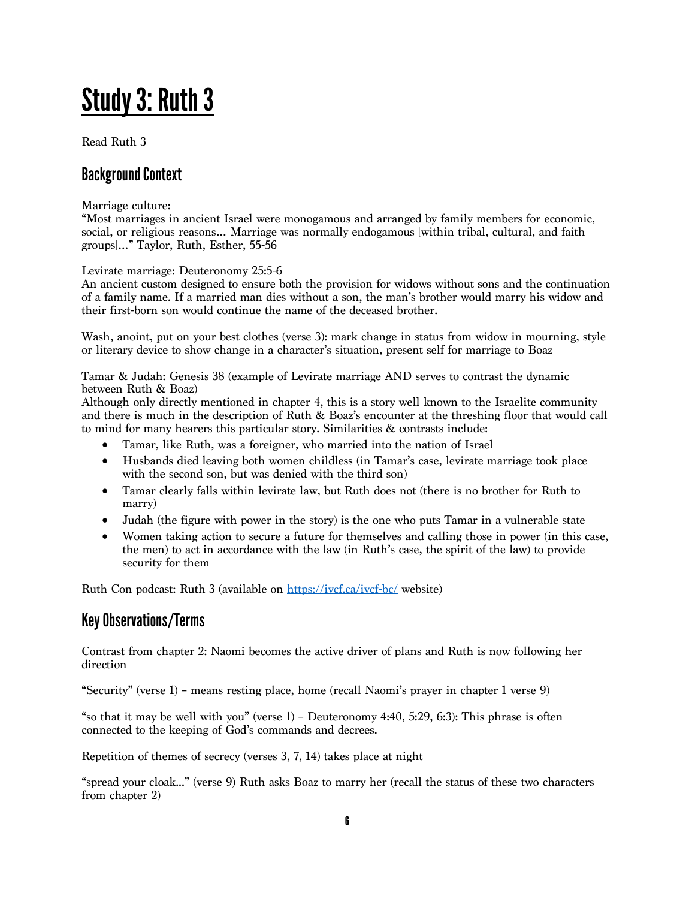# Study 3: Ruth 3

Read Ruth 3

## Background Context

Marriage culture:
"Most marriages in ancient Israel were monogamous and arranged by family members for economic, social, or religious reasons… Marriage was normally endogamous [within tribal, cultural, and faith groups]…" Taylor, Ruth, Esther, 55-56

Levirate marriage: Deuteronomy 25:5-6
An ancient custom designed to ensure both the provision for widows without sons and the continuation of a family name. If a married man dies without a son, the man's brother would marry his widow and their first-born son would continue the name of the deceased brother.

Wash, anoint, put on your best clothes (verse 3): mark change in status from widow in mourning, style or literary device to show change in a character's situation, present self for marriage to Boaz

Tamar & Judah: Genesis 38 (example of Levirate marriage AND serves to contrast the dynamic between Ruth & Boaz)
Although only directly mentioned in chapter 4, this is a story well known to the Israelite community and there is much in the description of Ruth & Boaz's encounter at the threshing floor that would call to mind for many hearers this particular story. Similarities & contrasts include:

- Tamar, like Ruth, was a foreigner, who married into the nation of Israel
- Husbands died leaving both women childless (in Tamar's case, levirate marriage took place with the second son, but was denied with the third son)
- Tamar clearly falls within levirate law, but Ruth does not (there is no brother for Ruth to marry)
- Judah (the figure with power in the story) is the one who puts Tamar in a vulnerable state
- Women taking action to secure a future for themselves and calling those in power (in this case, the men) to act in accordance with the law (in Ruth's case, the spirit of the law) to provide security for them

Ruth Con podcast: Ruth 3 (available on https://ivcf.ca/ivcf-bc/ website)

## Key Observations/Terms

Contrast from chapter 2: Naomi becomes the active driver of plans and Ruth is now following her direction

"Security" (verse 1) – means resting place, home (recall Naomi's prayer in chapter 1 verse 9)

"so that it may be well with you" (verse 1) – Deuteronomy 4:40, 5:29, 6:3): This phrase is often connected to the keeping of God's commands and decrees.

Repetition of themes of secrecy (verses 3, 7, 14) takes place at night

"spread your cloak…" (verse 9) Ruth asks Boaz to marry her (recall the status of these two characters from chapter 2)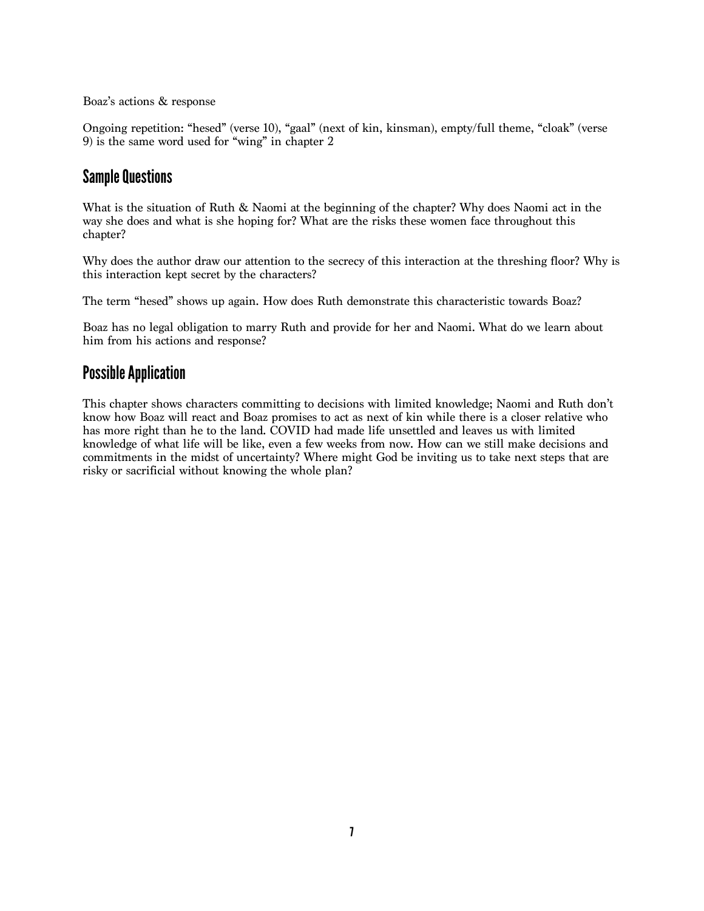Boaz's actions & response

Ongoing repetition: "hesed" (verse 10), "gaal" (next of kin, kinsman), empty/full theme, "cloak" (verse 9) is the same word used for "wing" in chapter 2

## Sample Questions

What is the situation of Ruth & Naomi at the beginning of the chapter? Why does Naomi act in the way she does and what is she hoping for? What are the risks these women face throughout this chapter?

Why does the author draw our attention to the secrecy of this interaction at the threshing floor? Why is this interaction kept secret by the characters?

The term "hesed" shows up again. How does Ruth demonstrate this characteristic towards Boaz?

Boaz has no legal obligation to marry Ruth and provide for her and Naomi. What do we learn about him from his actions and response?

## Possible Application

This chapter shows characters committing to decisions with limited knowledge; Naomi and Ruth don't know how Boaz will react and Boaz promises to act as next of kin while there is a closer relative who has more right than he to the land. COVID had made life unsettled and leaves us with limited knowledge of what life will be like, even a few weeks from now. How can we still make decisions and commitments in the midst of uncertainty? Where might God be inviting us to take next steps that are risky or sacrificial without knowing the whole plan?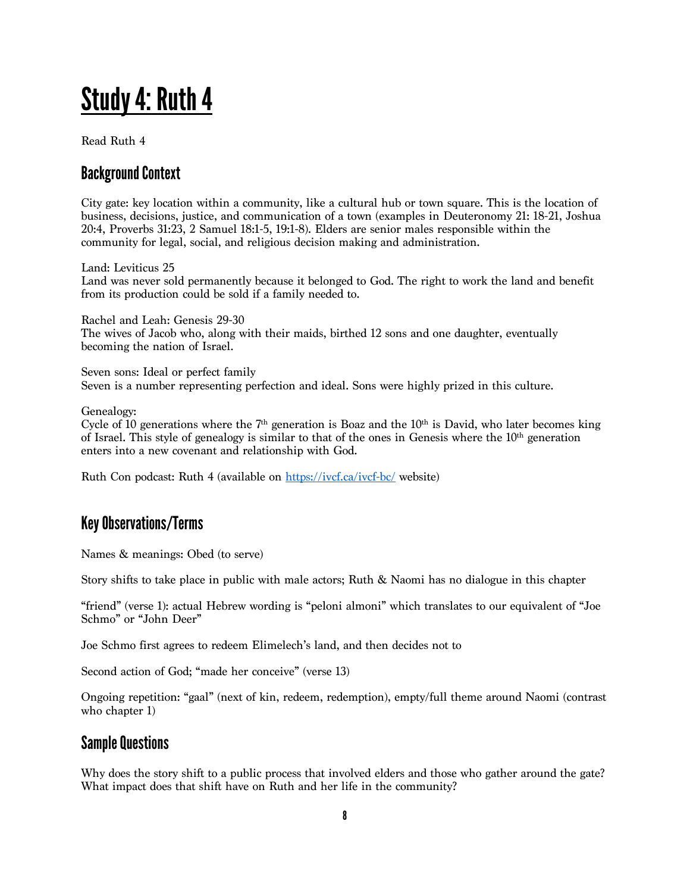# Study 4: Ruth 4

Read Ruth 4

## Background Context

City gate: key location within a community, like a cultural hub or town square. This is the location of business, decisions, justice, and communication of a town (examples in Deuteronomy 21: 18-21, Joshua 20:4, Proverbs 31:23, 2 Samuel 18:1-5, 19:1-8). Elders are senior males responsible within the community for legal, social, and religious decision making and administration.

Land: Leviticus 25
Land was never sold permanently because it belonged to God. The right to work the land and benefit from its production could be sold if a family needed to.

Rachel and Leah: Genesis 29-30
The wives of Jacob who, along with their maids, birthed 12 sons and one daughter, eventually becoming the nation of Israel.

Seven sons: Ideal or perfect family
Seven is a number representing perfection and ideal. Sons were highly prized in this culture.

Genealogy:
Cycle of 10 generations where the 7th generation is Boaz and the 10th is David, who later becomes king of Israel. This style of genealogy is similar to that of the ones in Genesis where the 10th generation enters into a new covenant and relationship with God.

Ruth Con podcast: Ruth 4 (available on [https://ivcf.ca/ivcf-bc/](https://ivcf.ca/ivcf-bc/) website)

## Key Observations/Terms

Names & meanings: Obed (to serve)

Story shifts to take place in public with male actors; Ruth & Naomi has no dialogue in this chapter

"friend" (verse 1): actual Hebrew wording is "peloni almoni" which translates to our equivalent of "Joe Schmo" or "John Deer"

Joe Schmo first agrees to redeem Elimelech's land, and then decides not to

Second action of God; "made her conceive" (verse 13)

Ongoing repetition: "gaal" (next of kin, redeem, redemption), empty/full theme around Naomi (contrast who chapter 1)

## Sample Questions

Why does the story shift to a public process that involved elders and those who gather around the gate? What impact does that shift have on Ruth and her life in the community?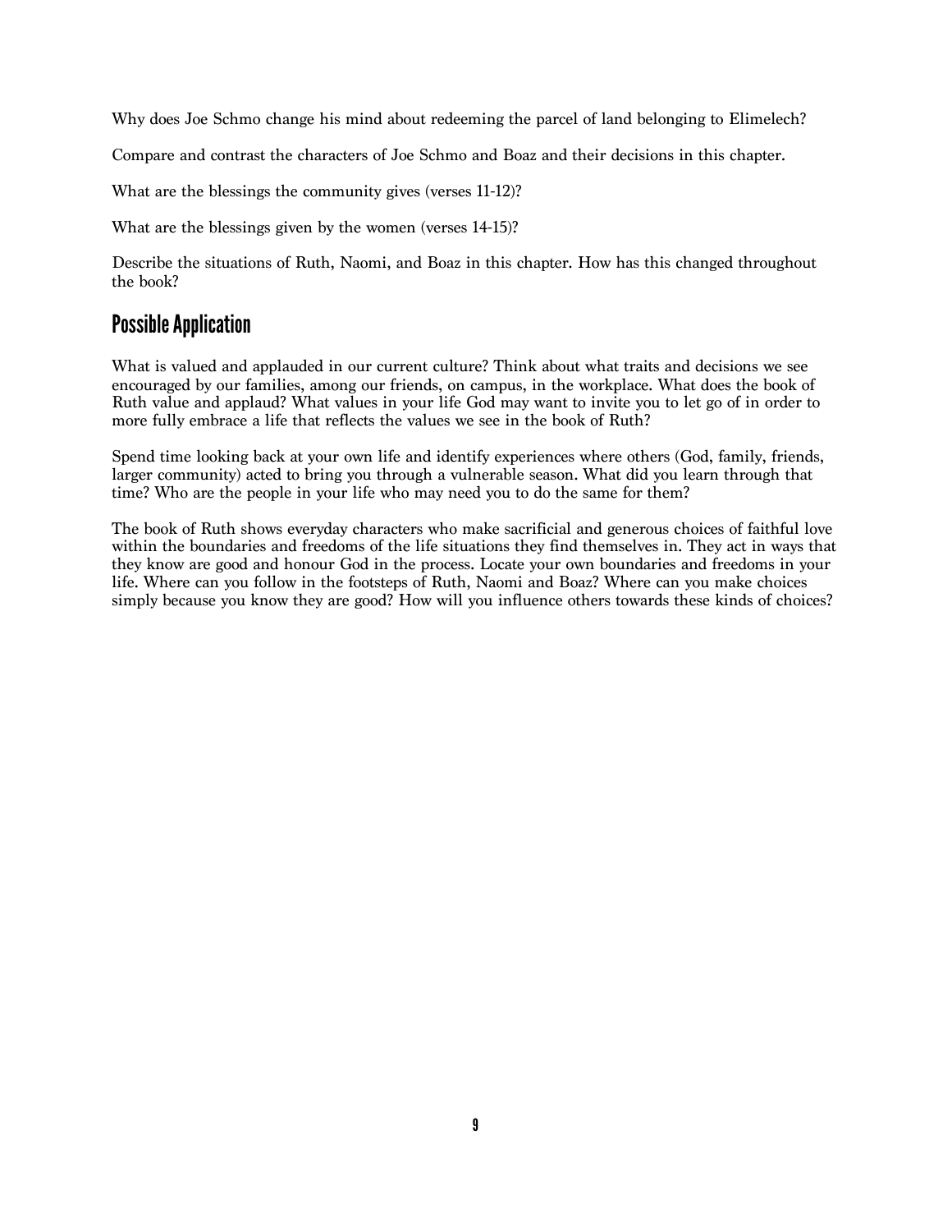Why does Joe Schmo change his mind about redeeming the parcel of land belonging to Elimelech?

Compare and contrast the characters of Joe Schmo and Boaz and their decisions in this chapter.

What are the blessings the community gives (verses 11-12)?

What are the blessings given by the women (verses 14-15)?

Describe the situations of Ruth, Naomi, and Boaz in this chapter. How has this changed throughout the book?

## Possible Application

What is valued and applauded in our current culture? Think about what traits and decisions we see encouraged by our families, among our friends, on campus, in the workplace. What does the book of Ruth value and applaud? What values in your life God may want to invite you to let go of in order to more fully embrace a life that reflects the values we see in the book of Ruth?

Spend time looking back at your own life and identify experiences where others (God, family, friends, larger community) acted to bring you through a vulnerable season. What did you learn through that time? Who are the people in your life who may need you to do the same for them?

The book of Ruth shows everyday characters who make sacrificial and generous choices of faithful love within the boundaries and freedoms of the life situations they find themselves in. They act in ways that they know are good and honour God in the process. Locate your own boundaries and freedoms in your life. Where can you follow in the footsteps of Ruth, Naomi and Boaz? Where can you make choices simply because you know they are good? How will you influence others towards these kinds of choices?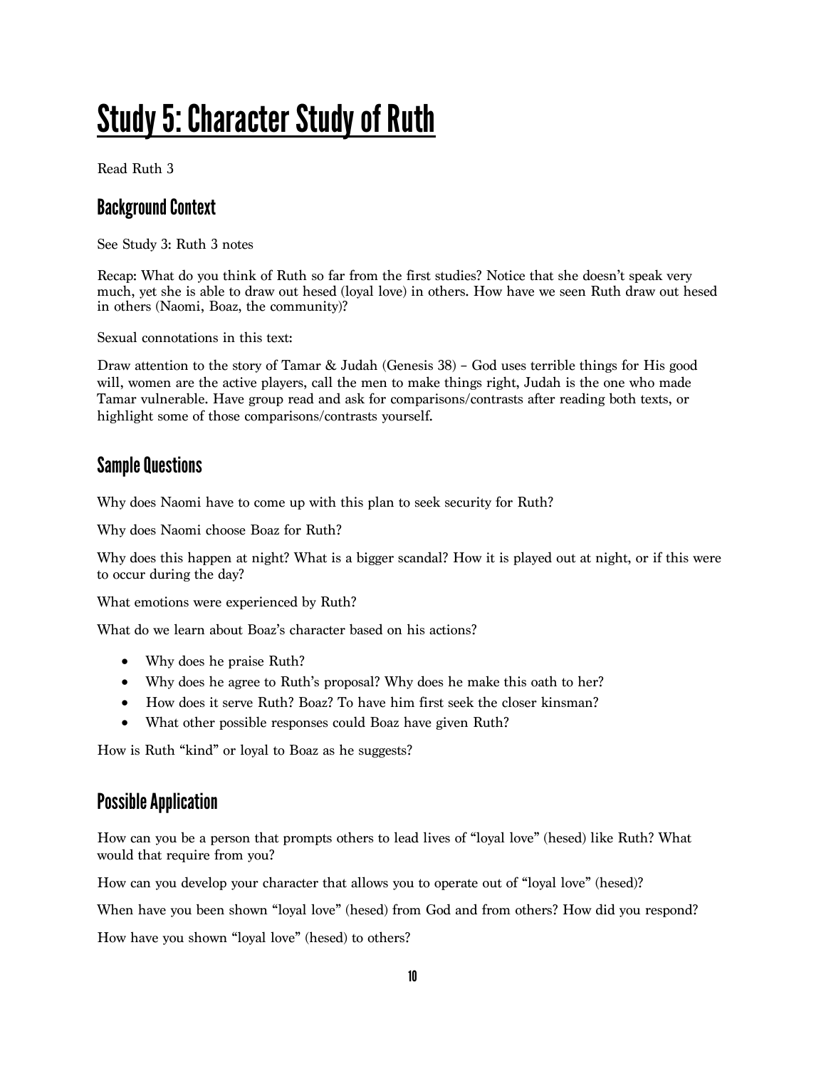# Study 5: Character Study of Ruth

Read Ruth 3

## Background Context

See Study 3: Ruth 3 notes

Recap: What do you think of Ruth so far from the first studies? Notice that she doesn't speak very much, yet she is able to draw out hesed (loyal love) in others. How have we seen Ruth draw out hesed in others (Naomi, Boaz, the community)?

Sexual connotations in this text:

Draw attention to the story of Tamar & Judah (Genesis 38) – God uses terrible things for His good will, women are the active players, call the men to make things right, Judah is the one who made Tamar vulnerable. Have group read and ask for comparisons/contrasts after reading both texts, or highlight some of those comparisons/contrasts yourself.

## Sample Questions

Why does Naomi have to come up with this plan to seek security for Ruth?

Why does Naomi choose Boaz for Ruth?

Why does this happen at night? What is a bigger scandal? How it is played out at night, or if this were to occur during the day?

What emotions were experienced by Ruth?

What do we learn about Boaz's character based on his actions?

- Why does he praise Ruth?
- Why does he agree to Ruth's proposal? Why does he make this oath to her?
- How does it serve Ruth? Boaz? To have him first seek the closer kinsman?
- What other possible responses could Boaz have given Ruth?

How is Ruth "kind" or loyal to Boaz as he suggests?

## Possible Application

How can you be a person that prompts others to lead lives of "loyal love" (hesed) like Ruth? What would that require from you?

How can you develop your character that allows you to operate out of "loyal love" (hesed)?

When have you been shown "loyal love" (hesed) from God and from others? How did you respond?

How have you shown "loyal love" (hesed) to others?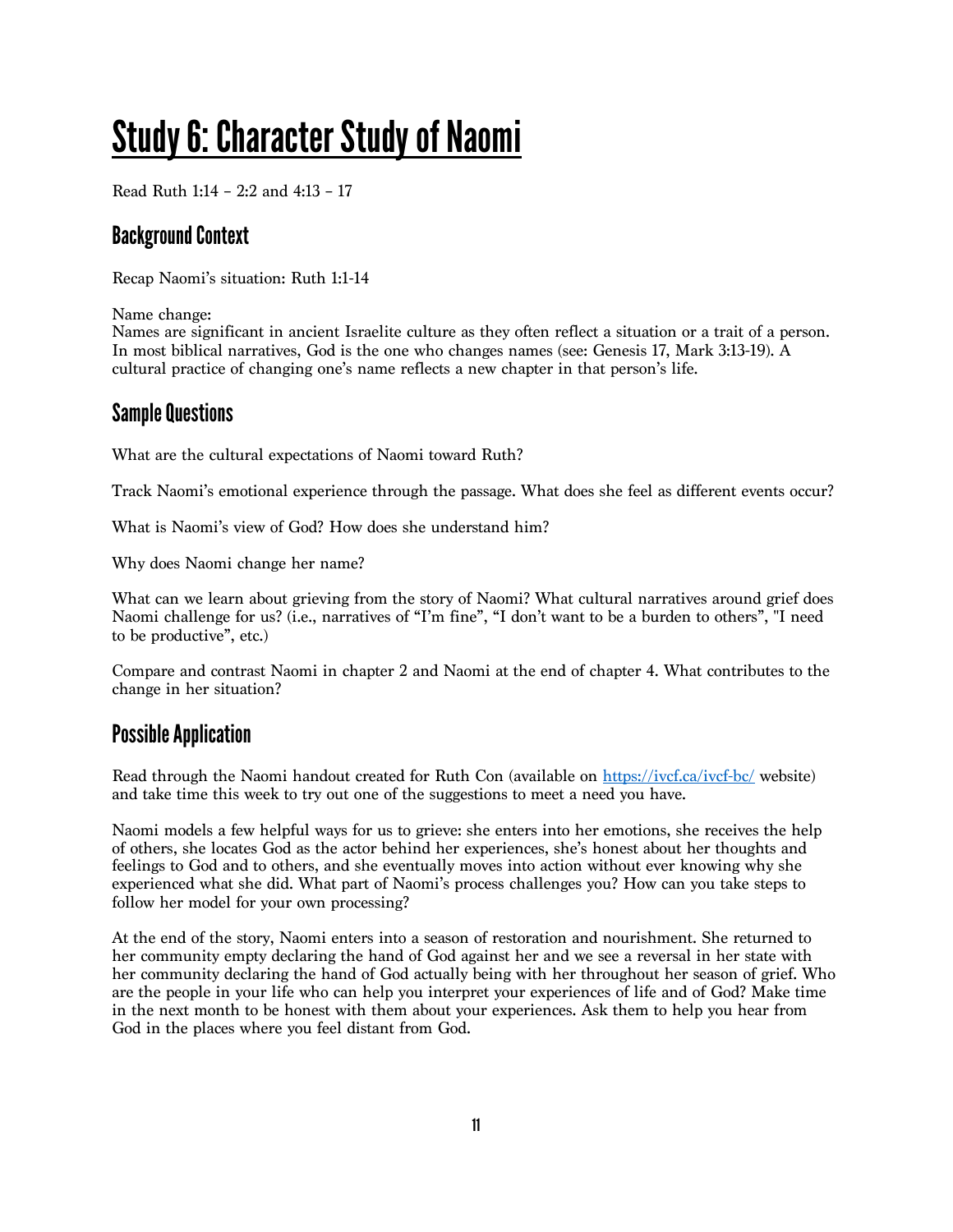# Study 6: Character Study of Naomi

Read Ruth 1:14 – 2:2 and 4:13 – 17

## Background Context

Recap Naomi's situation: Ruth 1:1-14

Name change:
Names are significant in ancient Israelite culture as they often reflect a situation or a trait of a person. In most biblical narratives, God is the one who changes names (see: Genesis 17, Mark 3:13-19). A cultural practice of changing one's name reflects a new chapter in that person's life.

## Sample Questions

What are the cultural expectations of Naomi toward Ruth?

Track Naomi's emotional experience through the passage. What does she feel as different events occur?

What is Naomi's view of God? How does she understand him?

Why does Naomi change her name?

What can we learn about grieving from the story of Naomi? What cultural narratives around grief does Naomi challenge for us? (i.e., narratives of "I'm fine", "I don't want to be a burden to others", "I need to be productive", etc.)

Compare and contrast Naomi in chapter 2 and Naomi at the end of chapter 4. What contributes to the change in her situation?

## Possible Application

Read through the Naomi handout created for Ruth Con (available on [https://ivcf.ca/ivcf-bc/](https://ivcf.ca/ivcf-bc/) website) and take time this week to try out one of the suggestions to meet a need you have.

Naomi models a few helpful ways for us to grieve: she enters into her emotions, she receives the help of others, she locates God as the actor behind her experiences, she's honest about her thoughts and feelings to God and to others, and she eventually moves into action without ever knowing why she experienced what she did. What part of Naomi's process challenges you? How can you take steps to follow her model for your own processing?

At the end of the story, Naomi enters into a season of restoration and nourishment. She returned to her community empty declaring the hand of God against her and we see a reversal in her state with her community declaring the hand of God actually being with her throughout her season of grief. Who are the people in your life who can help you interpret your experiences of life and of God? Make time in the next month to be honest with them about your experiences. Ask them to help you hear from God in the places where you feel distant from God.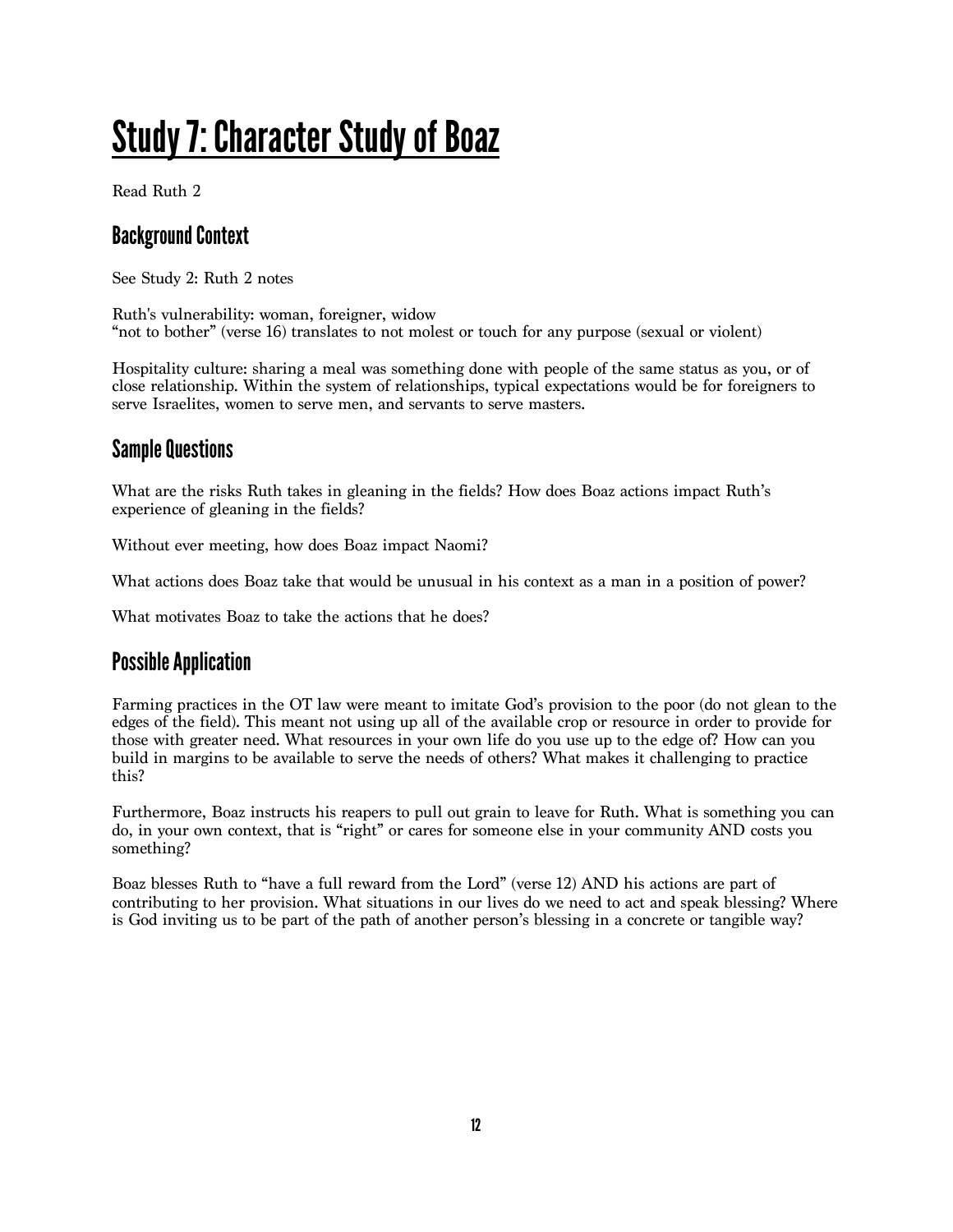# Study 7: Character Study of Boaz

Read Ruth 2

## Background Context

See Study 2: Ruth 2 notes

Ruth's vulnerability: woman, foreigner, widow
"not to bother" (verse 16) translates to not molest or touch for any purpose (sexual or violent)

Hospitality culture: sharing a meal was something done with people of the same status as you, or of close relationship. Within the system of relationships, typical expectations would be for foreigners to serve Israelites, women to serve men, and servants to serve masters.

## Sample Questions

What are the risks Ruth takes in gleaning in the fields? How does Boaz actions impact Ruth's experience of gleaning in the fields?

Without ever meeting, how does Boaz impact Naomi?

What actions does Boaz take that would be unusual in his context as a man in a position of power?

What motivates Boaz to take the actions that he does?

## Possible Application

Farming practices in the OT law were meant to imitate God's provision to the poor (do not glean to the edges of the field). This meant not using up all of the available crop or resource in order to provide for those with greater need. What resources in your own life do you use up to the edge of? How can you build in margins to be available to serve the needs of others? What makes it challenging to practice this?

Furthermore, Boaz instructs his reapers to pull out grain to leave for Ruth. What is something you can do, in your own context, that is "right" or cares for someone else in your community AND costs you something?

Boaz blesses Ruth to "have a full reward from the Lord" (verse 12) AND his actions are part of contributing to her provision. What situations in our lives do we need to act and speak blessing? Where is God inviting us to be part of the path of another person's blessing in a concrete or tangible way?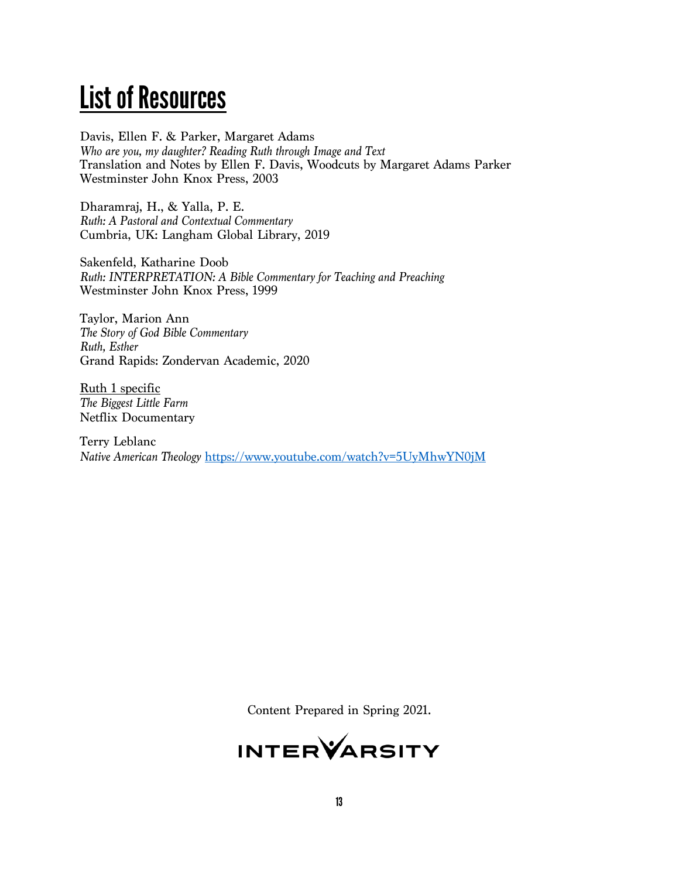# List of Resources

Davis, Ellen F. & Parker, Margaret Adams
*Who are you, my daughter? Reading Ruth through Image and Text*
Translation and Notes by Ellen F. Davis, Woodcuts by Margaret Adams Parker
Westminster John Knox Press, 2003

Dharamraj, H., & Yalla, P. E.
*Ruth: A Pastoral and Contextual Commentary*
Cumbria, UK: Langham Global Library, 2019

Sakenfeld, Katharine Doob
*Ruth: INTERPRETATION: A Bible Commentary for Teaching and Preaching*
Westminster John Knox Press, 1999

Taylor, Marion Ann
*The Story of God Bible Commentary*
*Ruth, Esther*
Grand Rapids: Zondervan Academic, 2020

<u>Ruth 1 specific</u>
*The Biggest Little Farm*
Netflix Documentary

Terry Leblanc
*Native American Theology* https://www.youtube.com/watch?v=5UyMhwYN0jM

Content Prepared in Spring 2021.

INTERVARSITY